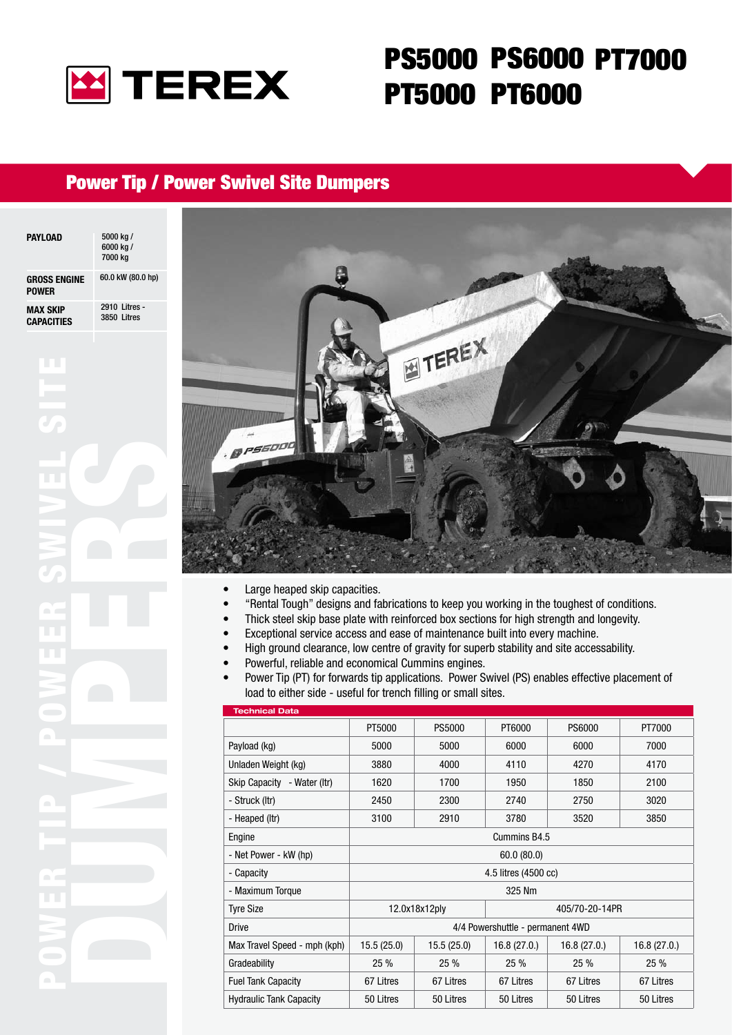TEREX

# PS5000 PS6000 PT7000 PT5000 PT6000

## Power Tip / Power Swivel Site Dumpers

| | |
|---|---|
| **PAYLOAD** | 5000 kg / 6000 kg / 7000 kg |
| **GROSS ENGINE POWER** | 60.0 kW (80.0 hp) |
| **MAX SKIP CAPACITIES** | 2910 Litres - 3850 Litres |

POWER TIP / POWEER SWIVEL SITE DUMPERS

- Large heaped skip capacities.
- "Rental Tough" designs and fabrications to keep you working in the toughest of conditions.
- Thick steel skip base plate with reinforced box sections for high strength and longevity.
- Exceptional service access and ease of maintenance built into every machine.
- High ground clearance, low centre of gravity for superb stability and site accessability.
- Powerful, reliable and economical Cummins engines.
- Power Tip (PT) for forwards tip applications. Power Swivel (PS) enables effective placement of load to either side - useful for trench filling or small sites.

**Technical Data**

| | PT5000 | PS5000 | PT6000 | PS6000 | PT7000 |
|---|---|---|---|---|---|
| Payload (kg) | 5000 | 5000 | 6000 | 6000 | 7000 |
| Unladen Weight (kg) | 3880 | 4000 | 4110 | 4270 | 4170 |
| Skip Capacity - Water (ltr) | 1620 | 1700 | 1950 | 1850 | 2100 |
| - Struck (ltr) | 2450 | 2300 | 2740 | 2750 | 3020 |
| - Heaped (ltr) | 3100 | 2910 | 3780 | 3520 | 3850 |
| Engine | Cummins B4.5 | | | | |
| - Net Power - kW (hp) | 60.0 (80.0) | | | | |
| - Capacity | 4.5 litres (4500 cc) | | | | |
| - Maximum Torque | 325 Nm | | | | |
| Tyre Size | 12.0x18x12ply | | 405/70-20-14PR | | |
| Drive | 4/4 Powershuttle - permanent 4WD | | | | |
| Max Travel Speed - mph (kph) | 15.5 (25.0) | 15.5 (25.0) | 16.8 (27.0.) | 16.8 (27.0.) | 16.8 (27.0.) |
| Gradeability | 25 % | 25 % | 25 % | 25 % | 25 % |
| Fuel Tank Capacity | 67 Litres | 67 Litres | 67 Litres | 67 Litres | 67 Litres |
| Hydraulic Tank Capacity | 50 Litres | 50 Litres | 50 Litres | 50 Litres | 50 Litres |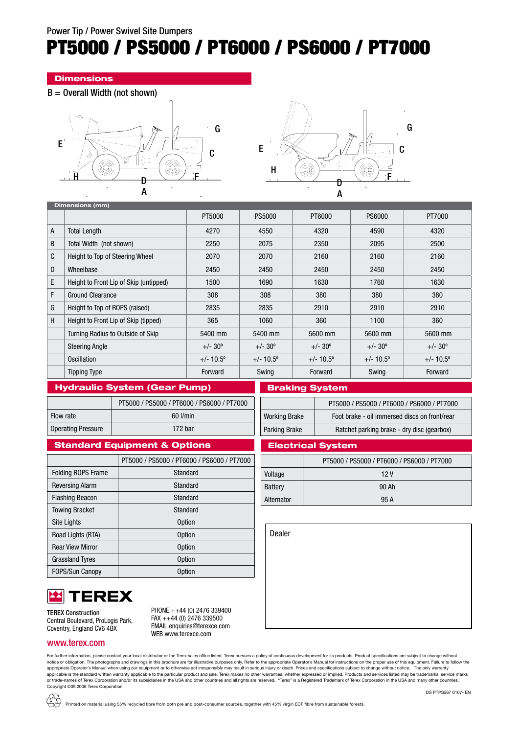Power Tip / Power Swivel Site Dumpers

# PT5000 / PS5000 / PT6000 / PS6000 / PT7000

## Dimensions

B = Overall Width (not shown)

E G C H D F A

E G C H D F A

**Dimensions (mm)**

| | | PT5000 | PS5000 | PT6000 | PS6000 | PT7000 |
|---|---|---|---|---|---|---|
| A | Total Length | 4270 | 4550 | 4320 | 4590 | 4320 |
| B | Total Width (not shown) | 2250 | 2075 | 2350 | 2095 | 2500 |
| C | Height to Top of Steering Wheel | 2070 | 2070 | 2160 | 2160 | 2160 |
| D | Wheelbase | 2450 | 2450 | 2450 | 2450 | 2450 |
| E | Height to Front Lip of Skip (untipped) | 1500 | 1690 | 1630 | 1760 | 1630 |
| F | Ground Clearance | 308 | 308 | 380 | 380 | 380 |
| G | Height to Top of ROPS (raised) | 2835 | 2835 | 2910 | 2910 | 2910 |
| H | Height to Front Lip of Skip (tipped) | 365 | 1060 | 360 | 1100 | 360 |
| | Turning Radius to Outside of Skip | 5400 mm | 5400 mm | 5600 mm | 5600 mm | 5600 mm |
| | Steering Angle | +/- 30º | +/- 30º | +/- 30º | +/- 30º | +/- 30º |
| | Oscillation | +/- 10.5º | +/- 10.5º | +/- 10.5º | +/- 10.5º | +/- 10.5º |
| | Tipping Type | Forward | Swing | Forward | Swing | Forward |

## Hydraulic System (Gear Pump)

| | PT5000 / PS5000 / PT6000 / PS6000 / PT7000 |
|---|---|
| Flow rate | 60 l/min |
| Operating Pressure | 172 bar |

## Braking System

| | PT5000 / PS5000 / PT6000 / PS6000 / PT7000 |
|---|---|
| Working Brake | Foot brake - oil immersed discs on front/rear |
| Parking Brake | Ratchet parking brake - dry disc (gearbox) |

## Standard Equipment & Options

| | PT5000 / PS5000 / PT6000 / PS6000 / PT7000 |
|---|---|
| Folding ROPS Frame | Standard |
| Reversing Alarm | Standard |
| Flashing Beacon | Standard |
| Towing Bracket | Standard |
| Site Lights | Option |
| Road Lights (RTA) | Option |
| Rear View Mirror | Option |
| Grassland Tyres | Option |
| FOPS/Sun Canopy | Option |

## Electrical System

| | PT5000 / PS5000 / PT6000 / PS6000 / PT7000 |
|---|---|
| Voltage | 12 V |
| Battery | 90 Ah |
| Alternator | 95 A |

Dealer

**TEREX**

TEREX Construction
Central Boulevard, ProLogis Park,
Coventry, England CV6 4BX

PHONE ++44 (0) 2476 339400
FAX ++44 (0) 2476 339500
EMAIL enquiries@terexce.com
WEB www.terexce.com

www.terex.com

For further information, please contact your local distributor or the Terex sales office listed. Terex pursues a policy of continuous development for its products. Product specifications are subject to change without notice or obligation. The photographs and drawings in this brochure are for illustrative purposes only. Refer to the appropriate Operator's Manual for instructions on the proper use of this equipment. Failure to follow the appropriate Operator's Manual when using our equipment or to otherwise act irresponsibly may result in serious injury or death. Prices and specifications subject to change without notice. The only warranty applicable is the standard written warranty applicable to the particular product and sale. Terex makes no other warranties, whether expressed or implied. Products and services listed may be trademarks, service marks or trade-names of Terex Corporation and/or its subsidiaries in the USA and other countries and all rights are reserved. "Terex" is a Registered Trademark of Terex Corporation in the USA and many other countries. Copyright ©09.2006 Terex Corporation

DS PTPS567 0107- EN

Printed on material using 55% recycled fibre from both pre and post-consumer sources, together with 45% virgin ECF fibre from sustainable forests.